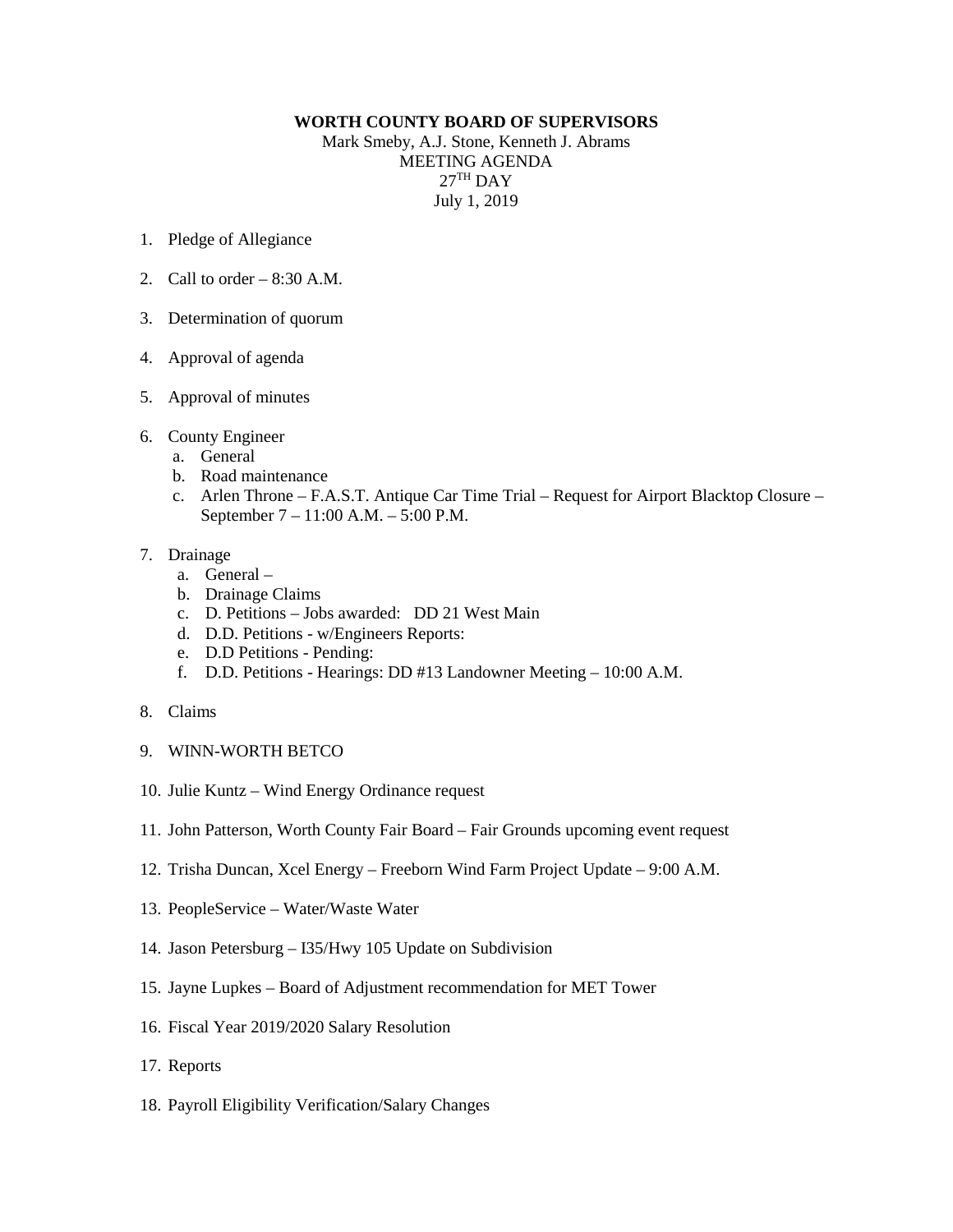**WORTH COUNTY BOARD OF SUPERVISORS**

Mark Smeby, A.J. Stone, Kenneth J. Abrams

MEETING AGENDA

27TH DAY

July 1, 2019

1. Pledge of Allegiance

2. Call to order – 8:30 A.M.

3. Determination of quorum

4. Approval of agenda

5. Approval of minutes

6. County Engineer
   a. General
   b. Road maintenance
   c. Arlen Throne – F.A.S.T. Antique Car Time Trial – Request for Airport Blacktop Closure – September 7 – 11:00 A.M. – 5:00 P.M.

7. Drainage
   a. General –
   b. Drainage Claims
   c. D. Petitions – Jobs awarded: DD 21 West Main
   d. D.D. Petitions - w/Engineers Reports:
   e. D.D Petitions - Pending:
   f. D.D. Petitions - Hearings: DD #13 Landowner Meeting – 10:00 A.M.

8. Claims

9. WINN-WORTH BETCO

10. Julie Kuntz – Wind Energy Ordinance request

11. John Patterson, Worth County Fair Board – Fair Grounds upcoming event request

12. Trisha Duncan, Xcel Energy – Freeborn Wind Farm Project Update – 9:00 A.M.

13. PeopleService – Water/Waste Water

14. Jason Petersburg – I35/Hwy 105 Update on Subdivision

15. Jayne Lupkes – Board of Adjustment recommendation for MET Tower

16. Fiscal Year 2019/2020 Salary Resolution

17. Reports

18. Payroll Eligibility Verification/Salary Changes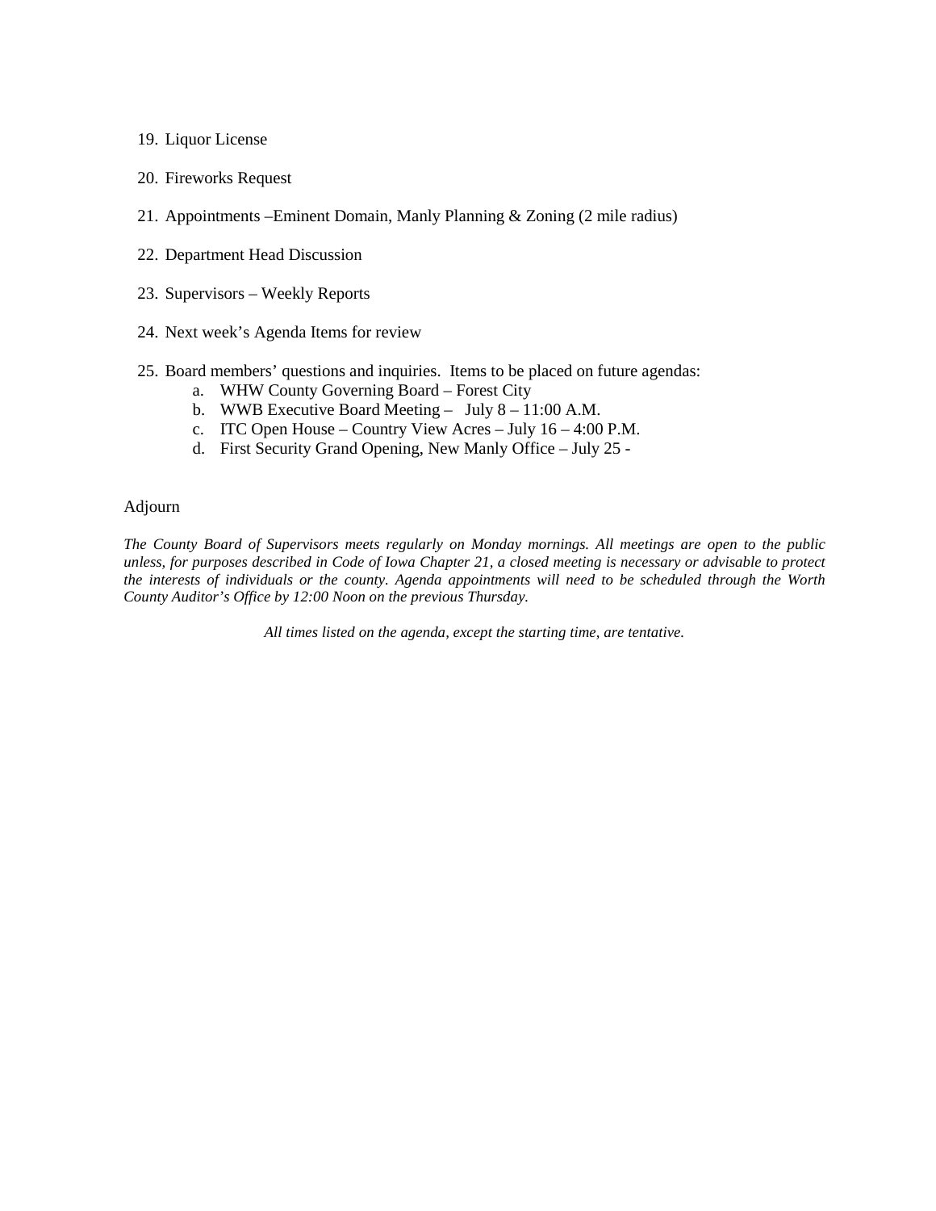19. Liquor License

20. Fireworks Request

21. Appointments –Eminent Domain, Manly Planning & Zoning (2 mile radius)

22. Department Head Discussion

23. Supervisors – Weekly Reports

24. Next week's Agenda Items for review

25. Board members' questions and inquiries. Items to be placed on future agendas:
    a. WHW County Governing Board – Forest City
    b. WWB Executive Board Meeting – July 8 – 11:00 A.M.
    c. ITC Open House – Country View Acres – July 16 – 4:00 P.M.
    d. First Security Grand Opening, New Manly Office – July 25 -

Adjourn

*The County Board of Supervisors meets regularly on Monday mornings. All meetings are open to the public unless, for purposes described in Code of Iowa Chapter 21, a closed meeting is necessary or advisable to protect the interests of individuals or the county. Agenda appointments will need to be scheduled through the Worth County Auditor's Office by 12:00 Noon on the previous Thursday.*

*All times listed on the agenda, except the starting time, are tentative.*